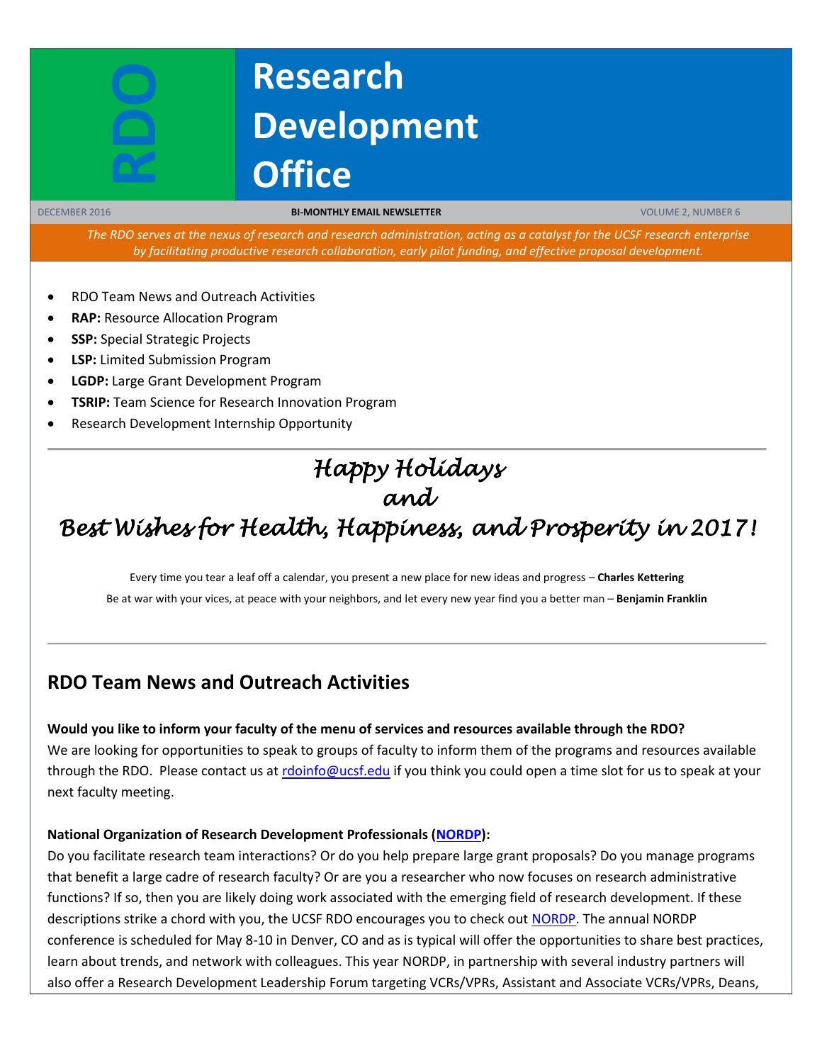# RDO Research Development Office

DECEMBER 2016 | BI-MONTHLY EMAIL NEWSLETTER | VOLUME 2, NUMBER 6

*The RDO serves at the nexus of research and research administration, acting as a catalyst for the UCSF research enterprise by facilitating productive research collaboration, early pilot funding, and effective proposal development.*

- RDO Team News and Outreach Activities
- **RAP:** Resource Allocation Program
- **SSP:** Special Strategic Projects
- **LSP:** Limited Submission Program
- **LGDP:** Large Grant Development Program
- **TSRIP:** Team Science for Research Innovation Program
- Research Development Internship Opportunity

*Happy Holidays*
*and*
*Best Wishes for Health, Happiness, and Prosperity in 2017!*

Every time you tear a leaf off a calendar, you present a new place for new ideas and progress – **Charles Kettering**

Be at war with your vices, at peace with your neighbors, and let every new year find you a better man – **Benjamin Franklin**

## RDO Team News and Outreach Activities

**Would you like to inform your faculty of the menu of services and resources available through the RDO?**
We are looking for opportunities to speak to groups of faculty to inform them of the programs and resources available through the RDO. Please contact us at rdoinfo@ucsf.edu if you think you could open a time slot for us to speak at your next faculty meeting.

**National Organization of Research Development Professionals (NORDP):**
Do you facilitate research team interactions? Or do you help prepare large grant proposals? Do you manage programs that benefit a large cadre of research faculty? Or are you a researcher who now focuses on research administrative functions? If so, then you are likely doing work associated with the emerging field of research development. If these descriptions strike a chord with you, the UCSF RDO encourages you to check out NORDP. The annual NORDP conference is scheduled for May 8-10 in Denver, CO and as is typical will offer the opportunities to share best practices, learn about trends, and network with colleagues. This year NORDP, in partnership with several industry partners will also offer a Research Development Leadership Forum targeting VCRs/VPRs, Assistant and Associate VCRs/VPRs, Deans,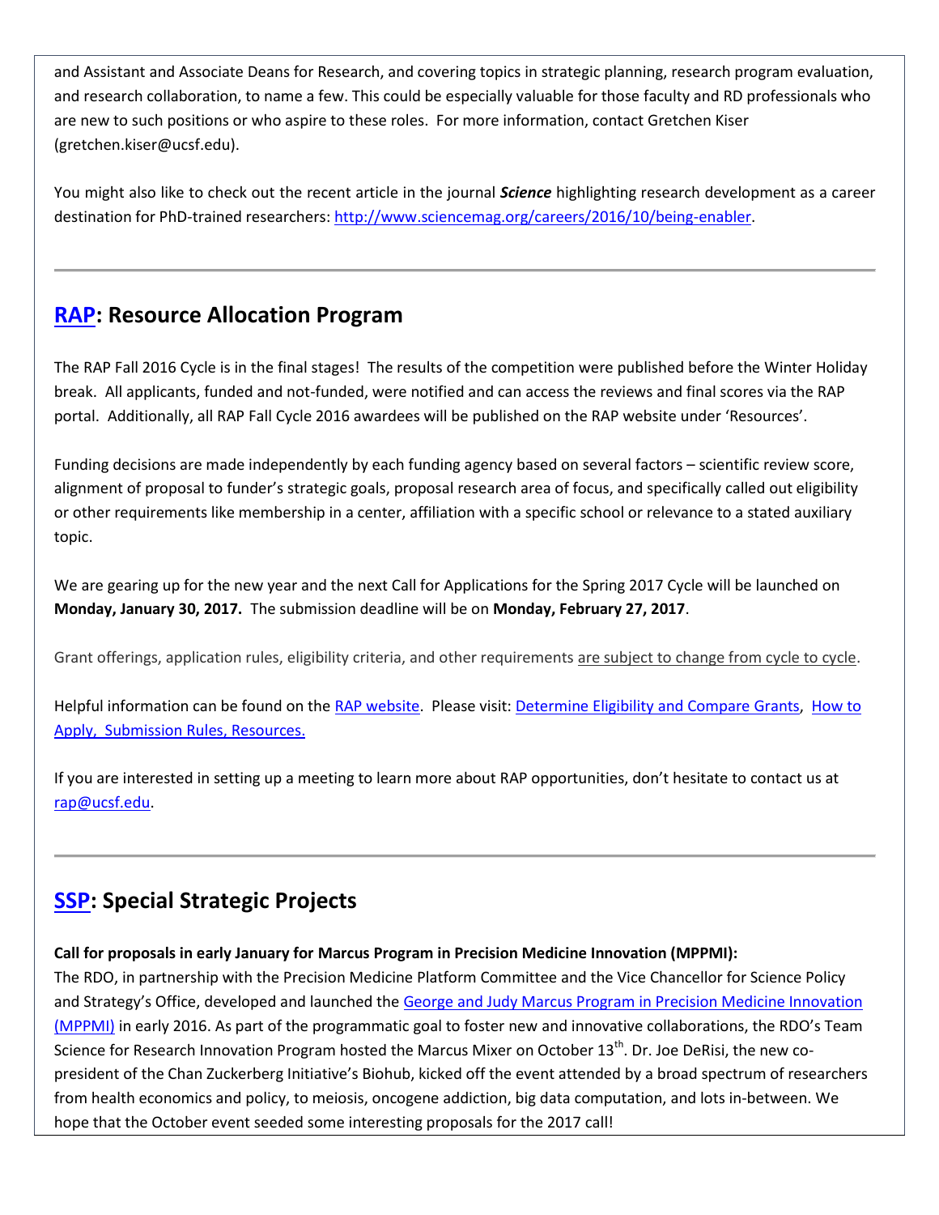and Assistant and Associate Deans for Research, and covering topics in strategic planning, research program evaluation, and research collaboration, to name a few. This could be especially valuable for those faculty and RD professionals who are new to such positions or who aspire to these roles. For more information, contact Gretchen Kiser (gretchen.kiser@ucsf.edu).

You might also like to check out the recent article in the journal ***Science*** highlighting research development as a career destination for PhD-trained researchers: http://www.sciencemag.org/careers/2016/10/being-enabler.

---

## RAP: Resource Allocation Program

The RAP Fall 2016 Cycle is in the final stages! The results of the competition were published before the Winter Holiday break. All applicants, funded and not-funded, were notified and can access the reviews and final scores via the RAP portal. Additionally, all RAP Fall Cycle 2016 awardees will be published on the RAP website under 'Resources'.

Funding decisions are made independently by each funding agency based on several factors – scientific review score, alignment of proposal to funder's strategic goals, proposal research area of focus, and specifically called out eligibility or other requirements like membership in a center, affiliation with a specific school or relevance to a stated auxiliary topic.

We are gearing up for the new year and the next Call for Applications for the Spring 2017 Cycle will be launched on **Monday, January 30, 2017.** The submission deadline will be on **Monday, February 27, 2017**.

Grant offerings, application rules, eligibility criteria, and other requirements are subject to change from cycle to cycle.

Helpful information can be found on the RAP website. Please visit: Determine Eligibility and Compare Grants, How to Apply, Submission Rules, Resources.

If you are interested in setting up a meeting to learn more about RAP opportunities, don't hesitate to contact us at rap@ucsf.edu.

---

## SSP: Special Strategic Projects

**Call for proposals in early January for Marcus Program in Precision Medicine Innovation (MPPMI):**
The RDO, in partnership with the Precision Medicine Platform Committee and the Vice Chancellor for Science Policy and Strategy's Office, developed and launched the George and Judy Marcus Program in Precision Medicine Innovation (MPPMI) in early 2016. As part of the programmatic goal to foster new and innovative collaborations, the RDO's Team Science for Research Innovation Program hosted the Marcus Mixer on October 13th. Dr. Joe DeRisi, the new co-president of the Chan Zuckerberg Initiative's Biohub, kicked off the event attended by a broad spectrum of researchers from health economics and policy, to meiosis, oncogene addiction, big data computation, and lots in-between. We hope that the October event seeded some interesting proposals for the 2017 call!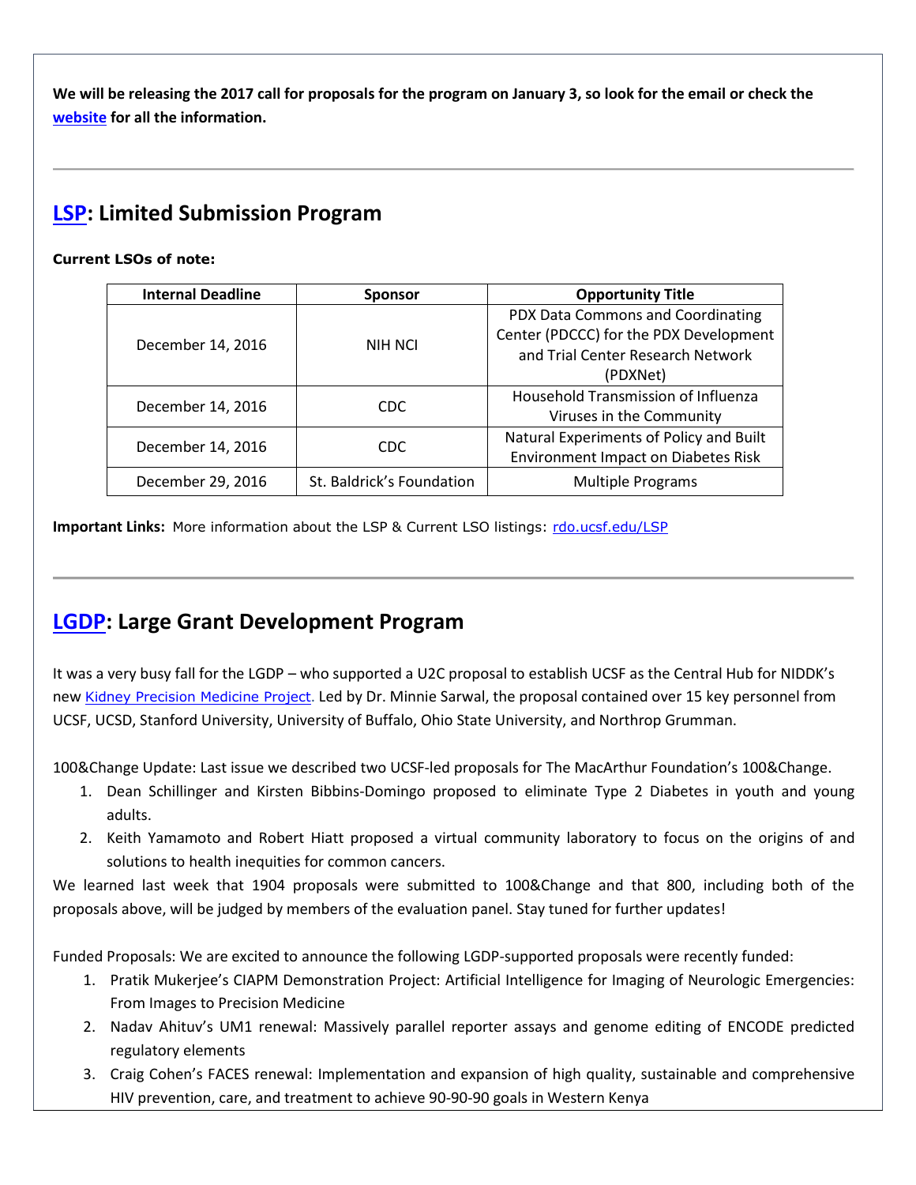**We will be releasing the 2017 call for proposals for the program on January 3, so look for the email or check the [website](#) for all the information.**

---

## [LSP](#): Limited Submission Program

**Current LSOs of note:**

| Internal Deadline | Sponsor | Opportunity Title |
|---|---|---|
| December 14, 2016 | NIH NCI | PDX Data Commons and Coordinating Center (PDCCC) for the PDX Development and Trial Center Research Network (PDXNet) |
| December 14, 2016 | CDC | Household Transmission of Influenza Viruses in the Community |
| December 14, 2016 | CDC | Natural Experiments of Policy and Built Environment Impact on Diabetes Risk |
| December 29, 2016 | St. Baldrick's Foundation | Multiple Programs |

**Important Links:** More information about the LSP & Current LSO listings: [rdo.ucsf.edu/LSP](#)

---

## [LGDP](#): Large Grant Development Program

It was a very busy fall for the LGDP – who supported a U2C proposal to establish UCSF as the Central Hub for NIDDK's new [Kidney Precision Medicine Project](#). Led by Dr. Minnie Sarwal, the proposal contained over 15 key personnel from UCSF, UCSD, Stanford University, University of Buffalo, Ohio State University, and Northrop Grumman.

100&Change Update: Last issue we described two UCSF-led proposals for The MacArthur Foundation's 100&Change.

1. Dean Schillinger and Kirsten Bibbins-Domingo proposed to eliminate Type 2 Diabetes in youth and young adults.
2. Keith Yamamoto and Robert Hiatt proposed a virtual community laboratory to focus on the origins of and solutions to health inequities for common cancers.

We learned last week that 1904 proposals were submitted to 100&Change and that 800, including both of the proposals above, will be judged by members of the evaluation panel. Stay tuned for further updates!

Funded Proposals: We are excited to announce the following LGDP-supported proposals were recently funded:

1. Pratik Mukerjee's CIAPM Demonstration Project: Artificial Intelligence for Imaging of Neurologic Emergencies: From Images to Precision Medicine
2. Nadav Ahituv's UM1 renewal: Massively parallel reporter assays and genome editing of ENCODE predicted regulatory elements
3. Craig Cohen's FACES renewal: Implementation and expansion of high quality, sustainable and comprehensive HIV prevention, care, and treatment to achieve 90-90-90 goals in Western Kenya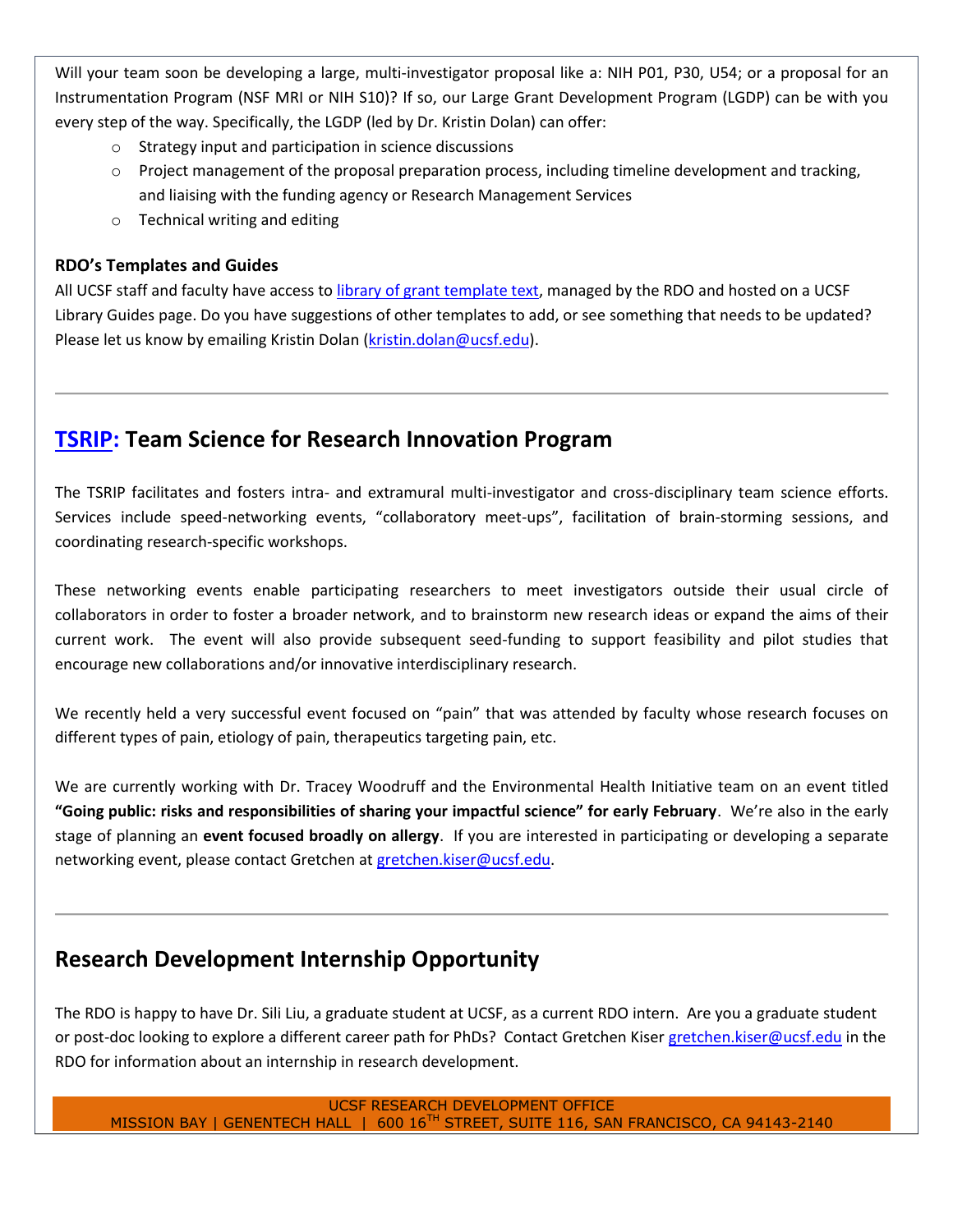Will your team soon be developing a large, multi-investigator proposal like a: NIH P01, P30, U54; or a proposal for an Instrumentation Program (NSF MRI or NIH S10)? If so, our Large Grant Development Program (LGDP) can be with you every step of the way. Specifically, the LGDP (led by Dr. Kristin Dolan) can offer:

- Strategy input and participation in science discussions
- Project management of the proposal preparation process, including timeline development and tracking, and liaising with the funding agency or Research Management Services
- Technical writing and editing

**RDO's Templates and Guides**

All UCSF staff and faculty have access to library of grant template text, managed by the RDO and hosted on a UCSF Library Guides page. Do you have suggestions of other templates to add, or see something that needs to be updated? Please let us know by emailing Kristin Dolan (kristin.dolan@ucsf.edu).

---

## TSRIP: Team Science for Research Innovation Program

The TSRIP facilitates and fosters intra- and extramural multi-investigator and cross-disciplinary team science efforts. Services include speed-networking events, "collaboratory meet-ups", facilitation of brain-storming sessions, and coordinating research-specific workshops.

These networking events enable participating researchers to meet investigators outside their usual circle of collaborators in order to foster a broader network, and to brainstorm new research ideas or expand the aims of their current work. The event will also provide subsequent seed-funding to support feasibility and pilot studies that encourage new collaborations and/or innovative interdisciplinary research.

We recently held a very successful event focused on "pain" that was attended by faculty whose research focuses on different types of pain, etiology of pain, therapeutics targeting pain, etc.

We are currently working with Dr. Tracey Woodruff and the Environmental Health Initiative team on an event titled **"Going public: risks and responsibilities of sharing your impactful science" for early February**. We're also in the early stage of planning an **event focused broadly on allergy**. If you are interested in participating or developing a separate networking event, please contact Gretchen at gretchen.kiser@ucsf.edu.

---

## Research Development Internship Opportunity

The RDO is happy to have Dr. Sili Liu, a graduate student at UCSF, as a current RDO intern. Are you a graduate student or post-doc looking to explore a different career path for PhDs? Contact Gretchen Kiser gretchen.kiser@ucsf.edu in the RDO for information about an internship in research development.

UCSF RESEARCH DEVELOPMENT OFFICE
MISSION BAY | GENENTECH HALL | 600 16TH STREET, SUITE 116, SAN FRANCISCO, CA 94143-2140